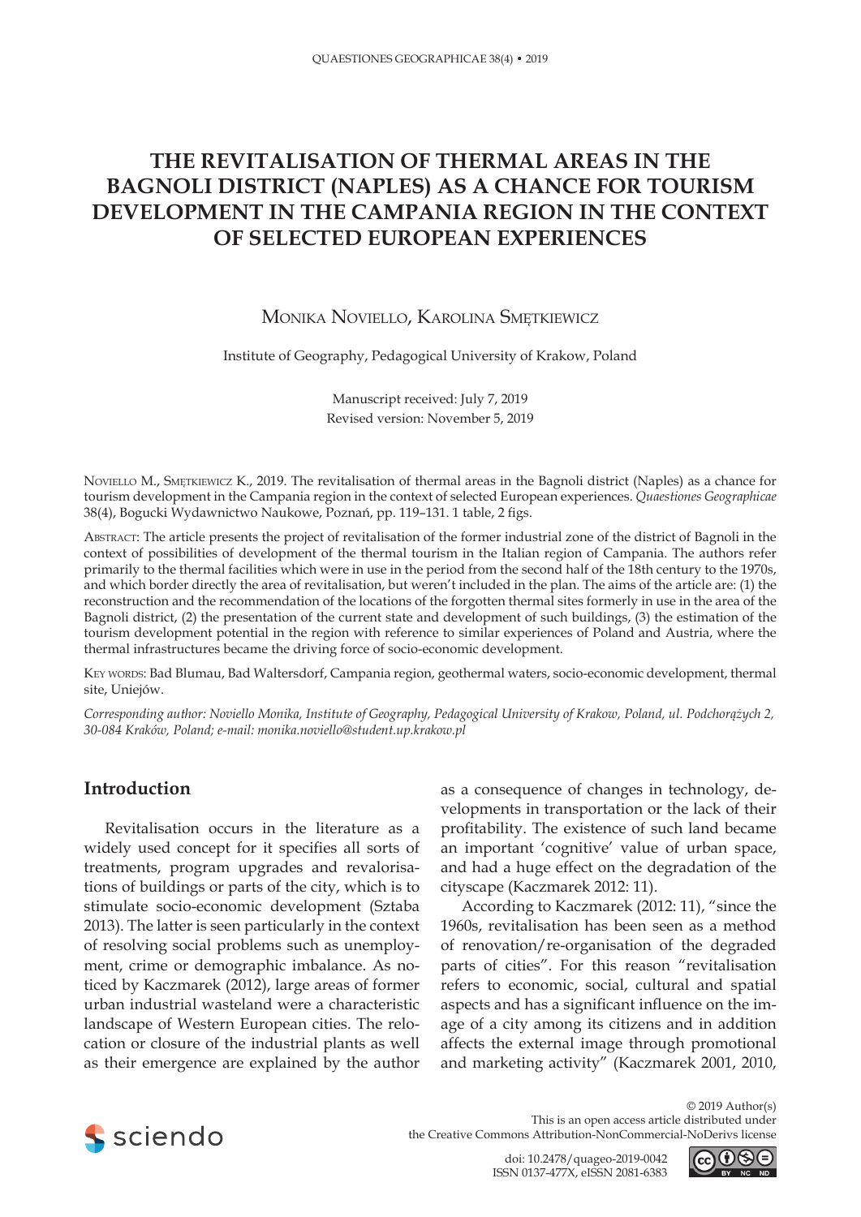# THE REVITALISATION OF THERMAL AREAS IN THE BAGNOLI DISTRICT (NAPLES) AS A CHANCE FOR TOURISM DEVELOPMENT IN THE CAMPANIA REGION IN THE CONTEXT OF SELECTED EUROPEAN EXPERIENCES

Monika Noviello, Karolina Smętkiewicz

Institute of Geography, Pedagogical University of Krakow, Poland

Manuscript received: July 7, 2019
Revised version: November 5, 2019

Noviello M., Smętkiewicz K., 2019. The revitalisation of thermal areas in the Bagnoli district (Naples) as a chance for tourism development in the Campania region in the context of selected European experiences. *Quaestiones Geographicae* 38(4), Bogucki Wydawnictwo Naukowe, Poznań, pp. 119–131. 1 table, 2 figs.

Abstract: The article presents the project of revitalisation of the former industrial zone of the district of Bagnoli in the context of possibilities of development of the thermal tourism in the Italian region of Campania. The authors refer primarily to the thermal facilities which were in use in the period from the second half of the 18th century to the 1970s, and which border directly the area of revitalisation, but weren't included in the plan. The aims of the article are: (1) the reconstruction and the recommendation of the locations of the forgotten thermal sites formerly in use in the area of the Bagnoli district, (2) the presentation of the current state and development of such buildings, (3) the estimation of the tourism development potential in the region with reference to similar experiences of Poland and Austria, where the thermal infrastructures became the driving force of socio-economic development.

Key words: Bad Blumau, Bad Waltersdorf, Campania region, geothermal waters, socio-economic development, thermal site, Uniejów.

*Corresponding author: Noviello Monika, Institute of Geography, Pedagogical University of Krakow, Poland, ul. Podchorążych 2, 30-084 Kraków, Poland; e-mail: monika.noviello@student.up.krakow.pl*

## Introduction

Revitalisation occurs in the literature as a widely used concept for it specifies all sorts of treatments, program upgrades and revalorisations of buildings or parts of the city, which is to stimulate socio-economic development (Sztaba 2013). The latter is seen particularly in the context of resolving social problems such as unemployment, crime or demographic imbalance. As noticed by Kaczmarek (2012), large areas of former urban industrial wasteland were a characteristic landscape of Western European cities. The relocation or closure of the industrial plants as well as their emergence are explained by the author as a consequence of changes in technology, developments in transportation or the lack of their profitability. The existence of such land became an important 'cognitive' value of urban space, and had a huge effect on the degradation of the cityscape (Kaczmarek 2012: 11).

According to Kaczmarek (2012: 11), "since the 1960s, revitalisation has been seen as a method of renovation/re-organisation of the degraded parts of cities". For this reason "revitalisation refers to economic, social, cultural and spatial aspects and has a significant influence on the image of a city among its citizens and in addition affects the external image through promotional and marketing activity" (Kaczmarek 2001, 2010,

© 2019 Author(s)
This is an open access article distributed under the Creative Commons Attribution-NonCommercial-NoDerivs license

doi: 10.2478/quageo-2019-0042
ISSN 0137-477X, eISSN 2081-6383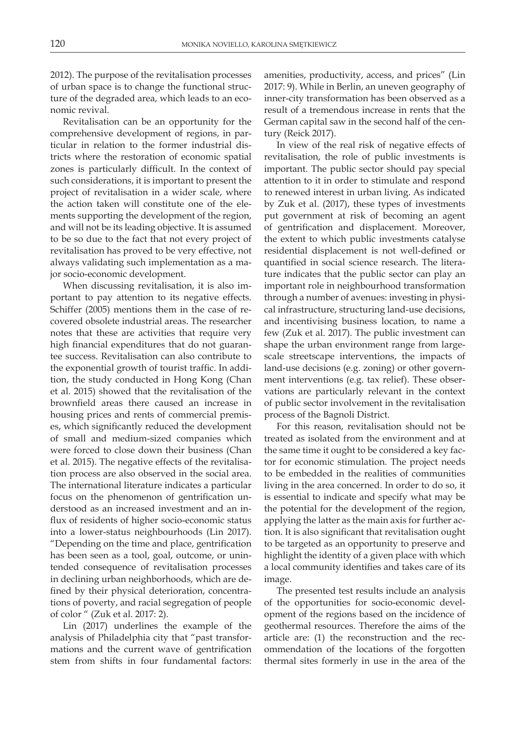2012). The purpose of the revitalisation processes of urban space is to change the functional structure of the degraded area, which leads to an economic revival.

Revitalisation can be an opportunity for the comprehensive development of regions, in particular in relation to the former industrial districts where the restoration of economic spatial zones is particularly difficult. In the context of such considerations, it is important to present the project of revitalisation in a wider scale, where the action taken will constitute one of the elements supporting the development of the region, and will not be its leading objective. It is assumed to be so due to the fact that not every project of revitalisation has proved to be very effective, not always validating such implementation as a major socio-economic development.

When discussing revitalisation, it is also important to pay attention to its negative effects. Schiffer (2005) mentions them in the case of recovered obsolete industrial areas. The researcher notes that these are activities that require very high financial expenditures that do not guarantee success. Revitalisation can also contribute to the exponential growth of tourist traffic. In addition, the study conducted in Hong Kong (Chan et al. 2015) showed that the revitalisation of the brownfield areas there caused an increase in housing prices and rents of commercial premises, which significantly reduced the development of small and medium-sized companies which were forced to close down their business (Chan et al. 2015). The negative effects of the revitalisation process are also observed in the social area. The international literature indicates a particular focus on the phenomenon of gentrification understood as an increased investment and an influx of residents of higher socio-economic status into a lower-status neighbourhoods (Lin 2017). "Depending on the time and place, gentrification has been seen as a tool, goal, outcome, or unintended consequence of revitalisation processes in declining urban neighborhoods, which are defined by their physical deterioration, concentrations of poverty, and racial segregation of people of color " (Zuk et al. 2017: 2).

Lin (2017) underlines the example of the analysis of Philadelphia city that "past transformations and the current wave of gentrification stem from shifts in four fundamental factors: amenities, productivity, access, and prices" (Lin 2017: 9). While in Berlin, an uneven geography of inner-city transformation has been observed as a result of a tremendous increase in rents that the German capital saw in the second half of the century (Reick 2017).

In view of the real risk of negative effects of revitalisation, the role of public investments is important. The public sector should pay special attention to it in order to stimulate and respond to renewed interest in urban living. As indicated by Zuk et al. (2017), these types of investments put government at risk of becoming an agent of gentrification and displacement. Moreover, the extent to which public investments catalyse residential displacement is not well-defined or quantified in social science research. The literature indicates that the public sector can play an important role in neighbourhood transformation through a number of avenues: investing in physical infrastructure, structuring land-use decisions, and incentivising business location, to name a few (Zuk et al. 2017). The public investment can shape the urban environment range from large-scale streetscape interventions, the impacts of land-use decisions (e.g. zoning) or other government interventions (e.g. tax relief). These observations are particularly relevant in the context of public sector involvement in the revitalisation process of the Bagnoli District.

For this reason, revitalisation should not be treated as isolated from the environment and at the same time it ought to be considered a key factor for economic stimulation. The project needs to be embedded in the realities of communities living in the area concerned. In order to do so, it is essential to indicate and specify what may be the potential for the development of the region, applying the latter as the main axis for further action. It is also significant that revitalisation ought to be targeted as an opportunity to preserve and highlight the identity of a given place with which a local community identifies and takes care of its image.

The presented test results include an analysis of the opportunities for socio-economic development of the regions based on the incidence of geothermal resources. Therefore the aims of the article are: (1) the reconstruction and the recommendation of the locations of the forgotten thermal sites formerly in use in the area of the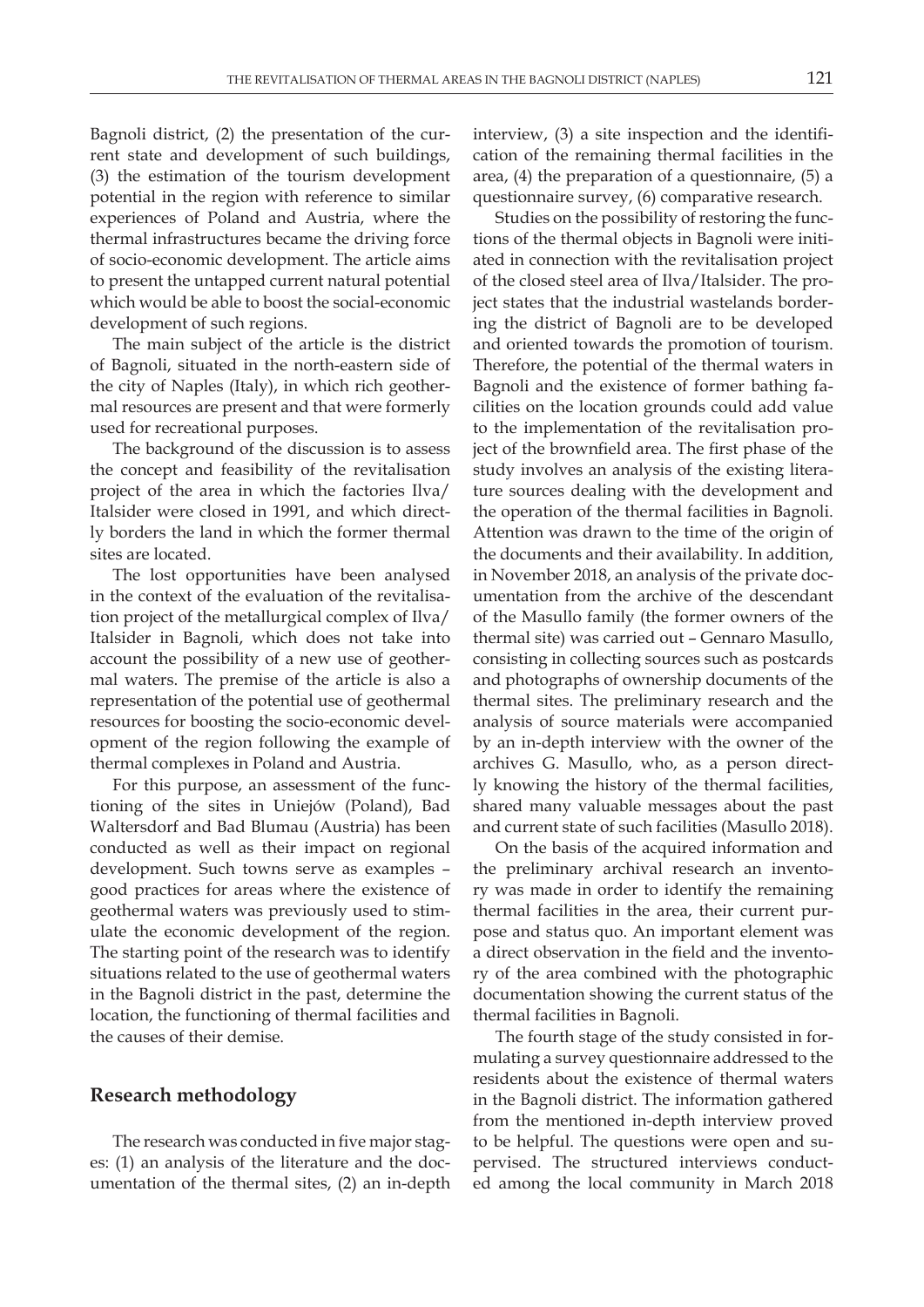Bagnoli district, (2) the presentation of the current state and development of such buildings, (3) the estimation of the tourism development potential in the region with reference to similar experiences of Poland and Austria, where the thermal infrastructures became the driving force of socio-economic development. The article aims to present the untapped current natural potential which would be able to boost the social-economic development of such regions.

The main subject of the article is the district of Bagnoli, situated in the north-eastern side of the city of Naples (Italy), in which rich geothermal resources are present and that were formerly used for recreational purposes.

The background of the discussion is to assess the concept and feasibility of the revitalisation project of the area in which the factories Ilva/Italsider were closed in 1991, and which directly borders the land in which the former thermal sites are located.

The lost opportunities have been analysed in the context of the evaluation of the revitalisation project of the metallurgical complex of Ilva/Italsider in Bagnoli, which does not take into account the possibility of a new use of geothermal waters. The premise of the article is also a representation of the potential use of geothermal resources for boosting the socio-economic development of the region following the example of thermal complexes in Poland and Austria.

For this purpose, an assessment of the functioning of the sites in Uniejów (Poland), Bad Waltersdorf and Bad Blumau (Austria) has been conducted as well as their impact on regional development. Such towns serve as examples – good practices for areas where the existence of geothermal waters was previously used to stimulate the economic development of the region. The starting point of the research was to identify situations related to the use of geothermal waters in the Bagnoli district in the past, determine the location, the functioning of thermal facilities and the causes of their demise.

## Research methodology

The research was conducted in five major stages: (1) an analysis of the literature and the documentation of the thermal sites, (2) an in-depth interview, (3) a site inspection and the identification of the remaining thermal facilities in the area, (4) the preparation of a questionnaire, (5) a questionnaire survey, (6) comparative research.

Studies on the possibility of restoring the functions of the thermal objects in Bagnoli were initiated in connection with the revitalisation project of the closed steel area of Ilva/Italsider. The project states that the industrial wastelands bordering the district of Bagnoli are to be developed and oriented towards the promotion of tourism. Therefore, the potential of the thermal waters in Bagnoli and the existence of former bathing facilities on the location grounds could add value to the implementation of the revitalisation project of the brownfield area. The first phase of the study involves an analysis of the existing literature sources dealing with the development and the operation of the thermal facilities in Bagnoli. Attention was drawn to the time of the origin of the documents and their availability. In addition, in November 2018, an analysis of the private documentation from the archive of the descendant of the Masullo family (the former owners of the thermal site) was carried out – Gennaro Masullo, consisting in collecting sources such as postcards and photographs of ownership documents of the thermal sites. The preliminary research and the analysis of source materials were accompanied by an in-depth interview with the owner of the archives G. Masullo, who, as a person directly knowing the history of the thermal facilities, shared many valuable messages about the past and current state of such facilities (Masullo 2018).

On the basis of the acquired information and the preliminary archival research an inventory was made in order to identify the remaining thermal facilities in the area, their current purpose and status quo. An important element was a direct observation in the field and the inventory of the area combined with the photographic documentation showing the current status of the thermal facilities in Bagnoli.

The fourth stage of the study consisted in formulating a survey questionnaire addressed to the residents about the existence of thermal waters in the Bagnoli district. The information gathered from the mentioned in-depth interview proved to be helpful. The questions were open and supervised. The structured interviews conducted among the local community in March 2018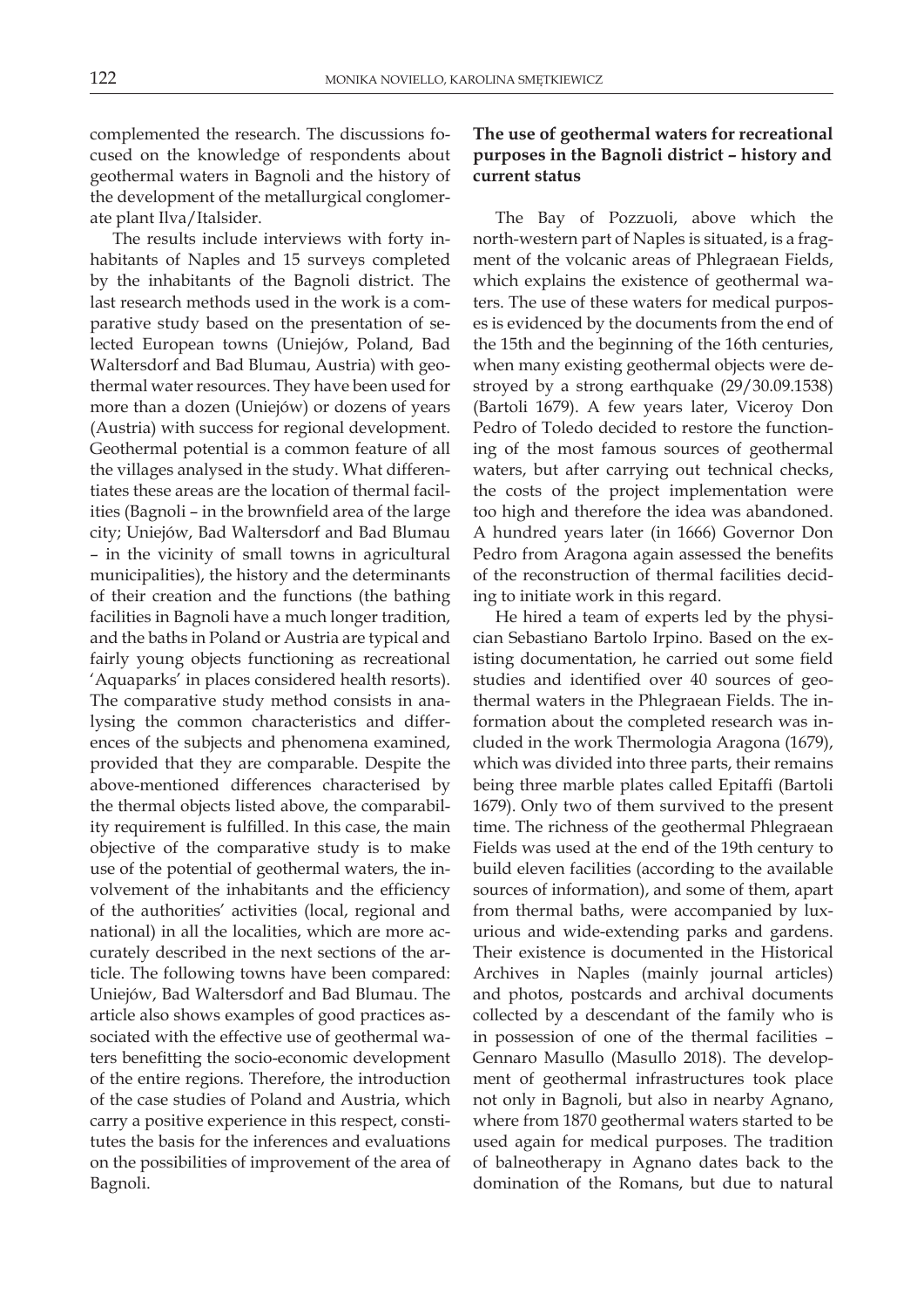complemented the research. The discussions focused on the knowledge of respondents about geothermal waters in Bagnoli and the history of the development of the metallurgical conglomerate plant Ilva/Italsider.

The results include interviews with forty inhabitants of Naples and 15 surveys completed by the inhabitants of the Bagnoli district. The last research methods used in the work is a comparative study based on the presentation of selected European towns (Uniejów, Poland, Bad Waltersdorf and Bad Blumau, Austria) with geothermal water resources. They have been used for more than a dozen (Uniejów) or dozens of years (Austria) with success for regional development. Geothermal potential is a common feature of all the villages analysed in the study. What differentiates these areas are the location of thermal facilities (Bagnoli – in the brownfield area of the large city; Uniejów, Bad Waltersdorf and Bad Blumau – in the vicinity of small towns in agricultural municipalities), the history and the determinants of their creation and the functions (the bathing facilities in Bagnoli have a much longer tradition, and the baths in Poland or Austria are typical and fairly young objects functioning as recreational 'Aquaparks' in places considered health resorts). The comparative study method consists in analysing the common characteristics and differences of the subjects and phenomena examined, provided that they are comparable. Despite the above-mentioned differences characterised by the thermal objects listed above, the comparability requirement is fulfilled. In this case, the main objective of the comparative study is to make use of the potential of geothermal waters, the involvement of the inhabitants and the efficiency of the authorities' activities (local, regional and national) in all the localities, which are more accurately described in the next sections of the article. The following towns have been compared: Uniejów, Bad Waltersdorf and Bad Blumau. The article also shows examples of good practices associated with the effective use of geothermal waters benefitting the socio-economic development of the entire regions. Therefore, the introduction of the case studies of Poland and Austria, which carry a positive experience in this respect, constitutes the basis for the inferences and evaluations on the possibilities of improvement of the area of Bagnoli.

## The use of geothermal waters for recreational purposes in the Bagnoli district – history and current status

The Bay of Pozzuoli, above which the north-western part of Naples is situated, is a fragment of the volcanic areas of Phlegraean Fields, which explains the existence of geothermal waters. The use of these waters for medical purposes is evidenced by the documents from the end of the 15th and the beginning of the 16th centuries, when many existing geothermal objects were destroyed by a strong earthquake (29/30.09.1538) (Bartoli 1679). A few years later, Viceroy Don Pedro of Toledo decided to restore the functioning of the most famous sources of geothermal waters, but after carrying out technical checks, the costs of the project implementation were too high and therefore the idea was abandoned. A hundred years later (in 1666) Governor Don Pedro from Aragona again assessed the benefits of the reconstruction of thermal facilities deciding to initiate work in this regard.

He hired a team of experts led by the physician Sebastiano Bartolo Irpino. Based on the existing documentation, he carried out some field studies and identified over 40 sources of geothermal waters in the Phlegraean Fields. The information about the completed research was included in the work Thermologia Aragona (1679), which was divided into three parts, their remains being three marble plates called Epitaffi (Bartoli 1679). Only two of them survived to the present time. The richness of the geothermal Phlegraean Fields was used at the end of the 19th century to build eleven facilities (according to the available sources of information), and some of them, apart from thermal baths, were accompanied by luxurious and wide-extending parks and gardens. Their existence is documented in the Historical Archives in Naples (mainly journal articles) and photos, postcards and archival documents collected by a descendant of the family who is in possession of one of the thermal facilities – Gennaro Masullo (Masullo 2018). The development of geothermal infrastructures took place not only in Bagnoli, but also in nearby Agnano, where from 1870 geothermal waters started to be used again for medical purposes. The tradition of balneotherapy in Agnano dates back to the domination of the Romans, but due to natural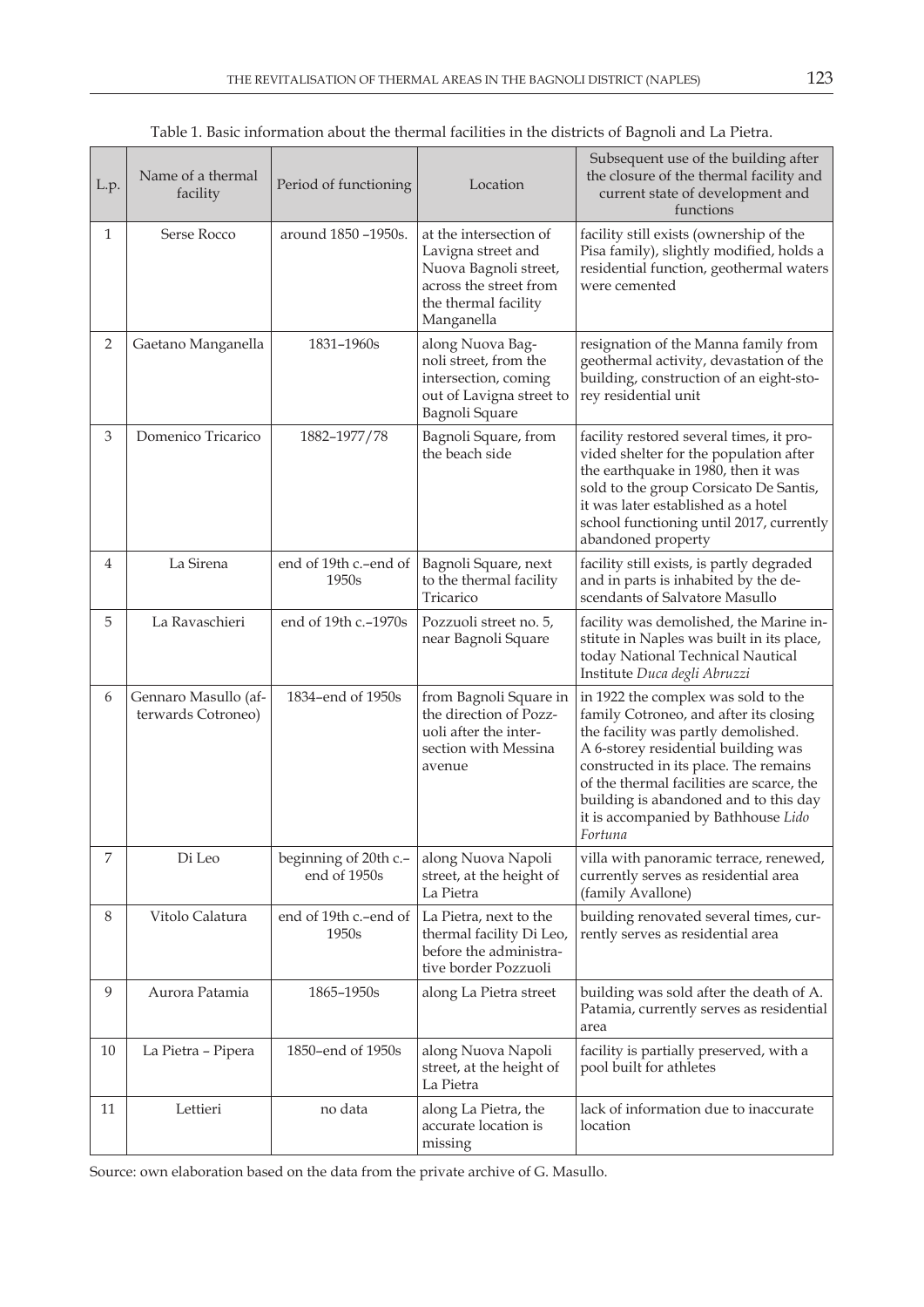Table 1. Basic information about the thermal facilities in the districts of Bagnoli and La Pietra.

| L.p. | Name of a thermal facility | Period of functioning | Location | Subsequent use of the building after the closure of the thermal facility and current state of development and functions |
|---|---|---|---|---|
| 1 | Serse Rocco | around 1850 –1950s. | at the intersection of Lavigna street and Nuova Bagnoli street, across the street from the thermal facility Manganella | facility still exists (ownership of the Pisa family), slightly modified, holds a residential function, geothermal waters were cemented |
| 2 | Gaetano Manganella | 1831–1960s | along Nuova Bagnoli street, from the intersection, coming out of Lavigna street to Bagnoli Square | resignation of the Manna family from geothermal activity, devastation of the building, construction of an eight-storey residential unit |
| 3 | Domenico Tricarico | 1882–1977/78 | Bagnoli Square, from the beach side | facility restored several times, it provided shelter for the population after the earthquake in 1980, then it was sold to the group Corsicato De Santis, it was later established as a hotel school functioning until 2017, currently abandoned property |
| 4 | La Sirena | end of 19th c.–end of 1950s | Bagnoli Square, next to the thermal facility Tricarico | facility still exists, is partly degraded and in parts is inhabited by the descendants of Salvatore Masullo |
| 5 | La Ravaschieri | end of 19th c.–1970s | Pozzuoli street no. 5, near Bagnoli Square | facility was demolished, the Marine institute in Naples was built in its place, today National Technical Nautical Institute *Duca degli Abruzzi* |
| 6 | Gennaro Masullo (afterwards Cotroneo) | 1834–end of 1950s | from Bagnoli Square in the direction of Pozzuoli after the intersection with Messina avenue | in 1922 the complex was sold to the family Cotroneo, and after its closing the facility was partly demolished. A 6-storey residential building was constructed in its place. The remains of the thermal facilities are scarce, the building is abandoned and to this day it is accompanied by Bathhouse *Lido Fortuna* |
| 7 | Di Leo | beginning of 20th c.–end of 1950s | along Nuova Napoli street, at the height of La Pietra | villa with panoramic terrace, renewed, currently serves as residential area (family Avallone) |
| 8 | Vitolo Calatura | end of 19th c.–end of 1950s | La Pietra, next to the thermal facility Di Leo, before the administrative border Pozzuoli | building renovated several times, currently serves as residential area |
| 9 | Aurora Patamia | 1865–1950s | along La Pietra street | building was sold after the death of A. Patamia, currently serves as residential area |
| 10 | La Pietra – Pipera | 1850–end of 1950s | along Nuova Napoli street, at the height of La Pietra | facility is partially preserved, with a pool built for athletes |
| 11 | Lettieri | no data | along La Pietra, the accurate location is missing | lack of information due to inaccurate location |

Source: own elaboration based on the data from the private archive of G. Masullo.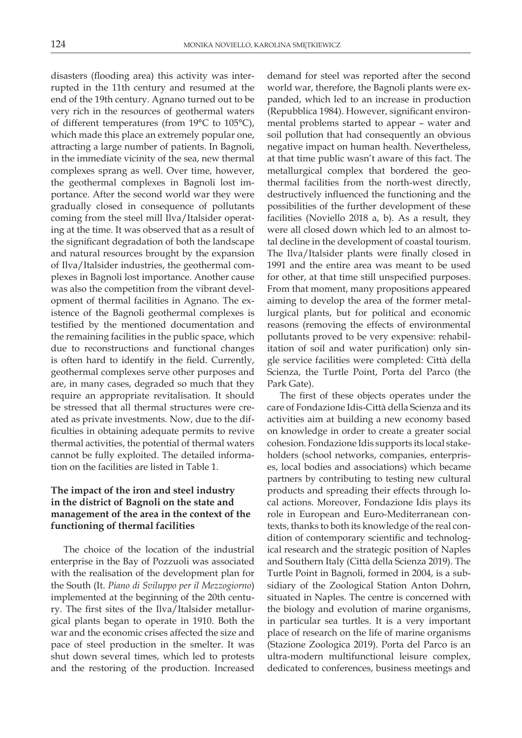disasters (flooding area) this activity was interrupted in the 11th century and resumed at the end of the 19th century. Agnano turned out to be very rich in the resources of geothermal waters of different temperatures (from 19°C to 105°C), which made this place an extremely popular one, attracting a large number of patients. In Bagnoli, in the immediate vicinity of the sea, new thermal complexes sprang as well. Over time, however, the geothermal complexes in Bagnoli lost importance. After the second world war they were gradually closed in consequence of pollutants coming from the steel mill Ilva/Italsider operating at the time. It was observed that as a result of the significant degradation of both the landscape and natural resources brought by the expansion of Ilva/Italsider industries, the geothermal complexes in Bagnoli lost importance. Another cause was also the competition from the vibrant development of thermal facilities in Agnano. The existence of the Bagnoli geothermal complexes is testified by the mentioned documentation and the remaining facilities in the public space, which due to reconstructions and functional changes is often hard to identify in the field. Currently, geothermal complexes serve other purposes and are, in many cases, degraded so much that they require an appropriate revitalisation. It should be stressed that all thermal structures were created as private investments. Now, due to the difficulties in obtaining adequate permits to revive thermal activities, the potential of thermal waters cannot be fully exploited. The detailed information on the facilities are listed in Table 1.

## The impact of the iron and steel industry in the district of Bagnoli on the state and management of the area in the context of the functioning of thermal facilities

The choice of the location of the industrial enterprise in the Bay of Pozzuoli was associated with the realisation of the development plan for the South (It. *Piano di Sviluppo per il Mezzogiorno*) implemented at the beginning of the 20th century. The first sites of the Ilva/Italsider metallurgical plants began to operate in 1910. Both the war and the economic crises affected the size and pace of steel production in the smelter. It was shut down several times, which led to protests and the restoring of the production. Increased demand for steel was reported after the second world war, therefore, the Bagnoli plants were expanded, which led to an increase in production (Repubblica 1984). However, significant environmental problems started to appear – water and soil pollution that had consequently an obvious negative impact on human health. Nevertheless, at that time public wasn't aware of this fact. The metallurgical complex that bordered the geothermal facilities from the north-west directly, destructively influenced the functioning and the possibilities of the further development of these facilities (Noviello 2018 a, b). As a result, they were all closed down which led to an almost total decline in the development of coastal tourism. The Ilva/Italsider plants were finally closed in 1991 and the entire area was meant to be used for other, at that time still unspecified purposes. From that moment, many propositions appeared aiming to develop the area of the former metallurgical plants, but for political and economic reasons (removing the effects of environmental pollutants proved to be very expensive: rehabilitation of soil and water purification) only single service facilities were completed: Città della Scienza, the Turtle Point, Porta del Parco (the Park Gate).

The first of these objects operates under the care of Fondazione Idis-Città della Scienza and its activities aim at building a new economy based on knowledge in order to create a greater social cohesion. Fondazione Idis supports its local stakeholders (school networks, companies, enterprises, local bodies and associations) which became partners by contributing to testing new cultural products and spreading their effects through local actions. Moreover, Fondazione Idis plays its role in European and Euro-Mediterranean contexts, thanks to both its knowledge of the real condition of contemporary scientific and technological research and the strategic position of Naples and Southern Italy (Città della Scienza 2019). The Turtle Point in Bagnoli, formed in 2004, is a subsidiary of the Zoological Station Anton Dohrn, situated in Naples. The centre is concerned with the biology and evolution of marine organisms, in particular sea turtles. It is a very important place of research on the life of marine organisms (Stazione Zoologica 2019). Porta del Parco is an ultra-modern multifunctional leisure complex, dedicated to conferences, business meetings and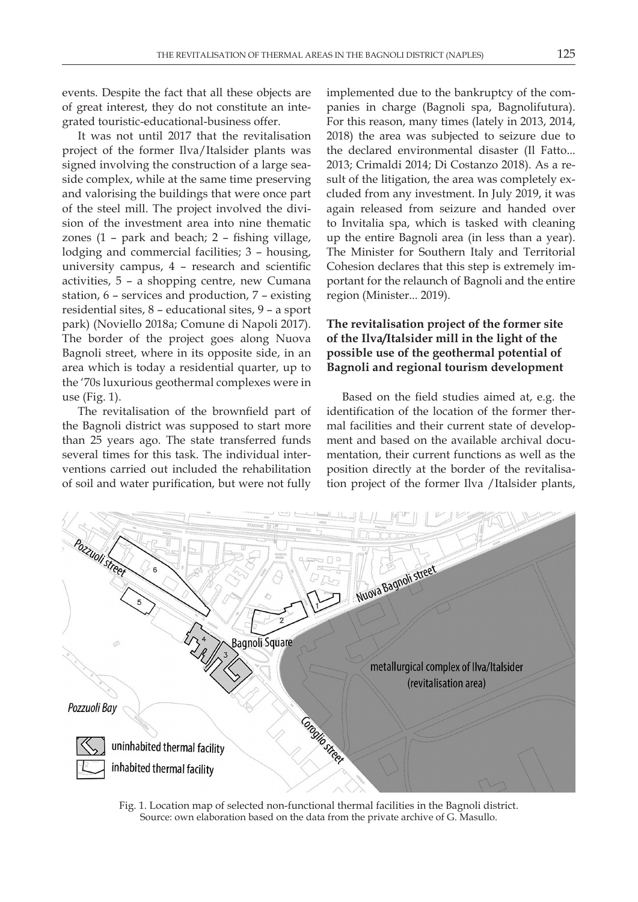events. Despite the fact that all these objects are of great interest, they do not constitute an integrated touristic-educational-business offer.

It was not until 2017 that the revitalisation project of the former Ilva/Italsider plants was signed involving the construction of a large seaside complex, while at the same time preserving and valorising the buildings that were once part of the steel mill. The project involved the division of the investment area into nine thematic zones (1 – park and beach; 2 – fishing village, lodging and commercial facilities; 3 – housing, university campus, 4 – research and scientific activities, 5 – a shopping centre, new Cumana station, 6 – services and production, 7 – existing residential sites, 8 – educational sites, 9 – a sport park) (Noviello 2018a; Comune di Napoli 2017). The border of the project goes along Nuova Bagnoli street, where in its opposite side, in an area which is today a residential quarter, up to the '70s luxurious geothermal complexes were in use (Fig. 1).

The revitalisation of the brownfield part of the Bagnoli district was supposed to start more than 25 years ago. The state transferred funds several times for this task. The individual interventions carried out included the rehabilitation of soil and water purification, but were not fully implemented due to the bankruptcy of the companies in charge (Bagnoli spa, Bagnolifutura). For this reason, many times (lately in 2013, 2014, 2018) the area was subjected to seizure due to the declared environmental disaster (Il Fatto... 2013; Crimaldi 2014; Di Costanzo 2018). As a result of the litigation, the area was completely excluded from any investment. In July 2019, it was again released from seizure and handed over to Invitalia spa, which is tasked with cleaning up the entire Bagnoli area (in less than a year). The Minister for Southern Italy and Territorial Cohesion declares that this step is extremely important for the relaunch of Bagnoli and the entire region (Minister... 2019).

### The revitalisation project of the former site of the Ilva/Italsider mill in the light of the possible use of the geothermal potential of Bagnoli and regional tourism development

Based on the field studies aimed at, e.g. the identification of the location of the former thermal facilities and their current state of development and based on the available archival documentation, their current functions as well as the position directly at the border of the revitalisation project of the former Ilva /Italsider plants,

Fig. 1. Location map of selected non-functional thermal facilities in the Bagnoli district.
Source: own elaboration based on the data from the private archive of G. Masullo.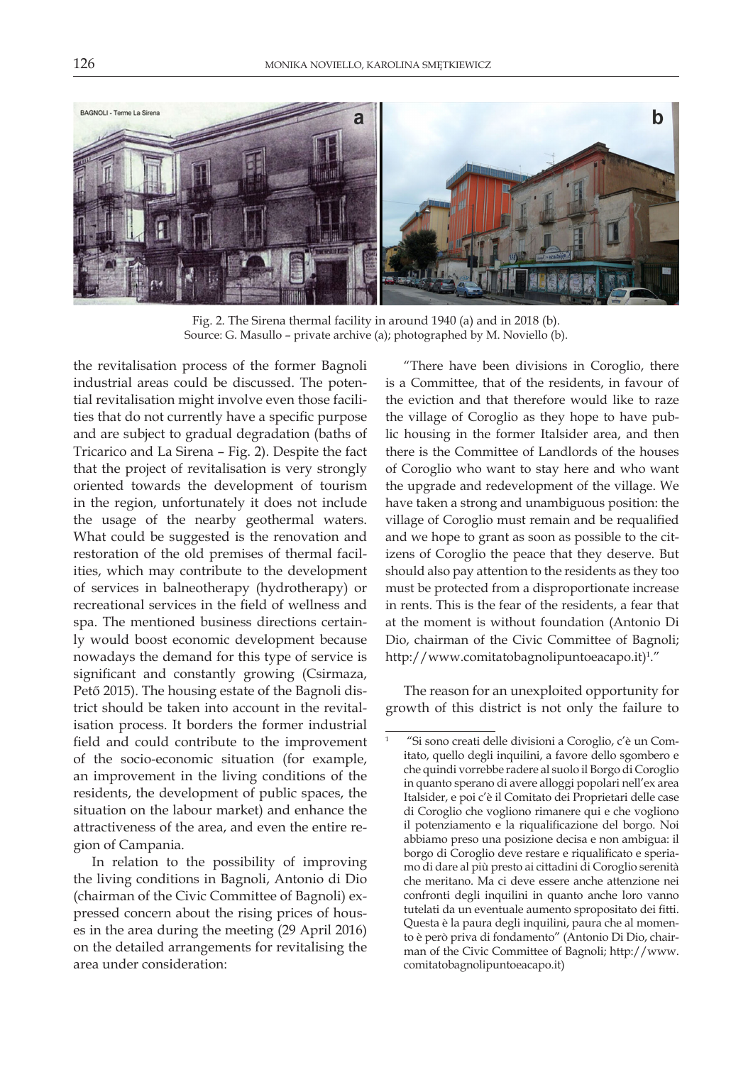Fig. 2. The Sirena thermal facility in around 1940 (a) and in 2018 (b).
Source: G. Masullo – private archive (a); photographed by M. Noviello (b).

the revitalisation process of the former Bagnoli industrial areas could be discussed. The potential revitalisation might involve even those facilities that do not currently have a specific purpose and are subject to gradual degradation (baths of Tricarico and La Sirena – Fig. 2). Despite the fact that the project of revitalisation is very strongly oriented towards the development of tourism in the region, unfortunately it does not include the usage of the nearby geothermal waters. What could be suggested is the renovation and restoration of the old premises of thermal facilities, which may contribute to the development of services in balneotherapy (hydrotherapy) or recreational services in the field of wellness and spa. The mentioned business directions certainly would boost economic development because nowadays the demand for this type of service is significant and constantly growing (Csirmaza, Pető 2015). The housing estate of the Bagnoli district should be taken into account in the revitalisation process. It borders the former industrial field and could contribute to the improvement of the socio-economic situation (for example, an improvement in the living conditions of the residents, the development of public spaces, the situation on the labour market) and enhance the attractiveness of the area, and even the entire region of Campania.

In relation to the possibility of improving the living conditions in Bagnoli, Antonio di Dio (chairman of the Civic Committee of Bagnoli) expressed concern about the rising prices of houses in the area during the meeting (29 April 2016) on the detailed arrangements for revitalising the area under consideration:

"There have been divisions in Coroglio, there is a Committee, that of the residents, in favour of the eviction and that therefore would like to raze the village of Coroglio as they hope to have public housing in the former Italsider area, and then there is the Committee of Landlords of the houses of Coroglio who want to stay here and who want the upgrade and redevelopment of the village. We have taken a strong and unambiguous position: the village of Coroglio must remain and be requalified and we hope to grant as soon as possible to the citizens of Coroglio the peace that they deserve. But should also pay attention to the residents as they too must be protected from a disproportionate increase in rents. This is the fear of the residents, a fear that at the moment is without foundation (Antonio Di Dio, chairman of the Civic Committee of Bagnoli; http://www.comitatobagnolipuntoeacapo.it)[1]."

The reason for an unexploited opportunity for growth of this district is not only the failure to

[1] "Si sono creati delle divisioni a Coroglio, c'è un Comitato, quello degli inquilini, a favore dello sgombero e che quindi vorrebbe radere al suolo il Borgo di Coroglio in quanto sperano di avere alloggi popolari nell'ex area Italsider, e poi c'è il Comitato dei Proprietari delle case di Coroglio che vogliono rimanere qui e che vogliono il potenziamento e la riqualificazione del borgo. Noi abbiamo preso una posizione decisa e non ambigua: il borgo di Coroglio deve restare e riqualificato e speriamo di dare al più presto ai cittadini di Coroglio serenità che meritano. Ma ci deve essere anche attenzione nei confronti degli inquilini in quanto anche loro vanno tutelati da un eventuale aumento spropositato dei fitti. Questa è la paura degli inquilini, paura che al momento è però priva di fondamento" (Antonio Di Dio, chairman of the Civic Committee of Bagnoli; http://www.comitatobagnolipuntoeacapo.it)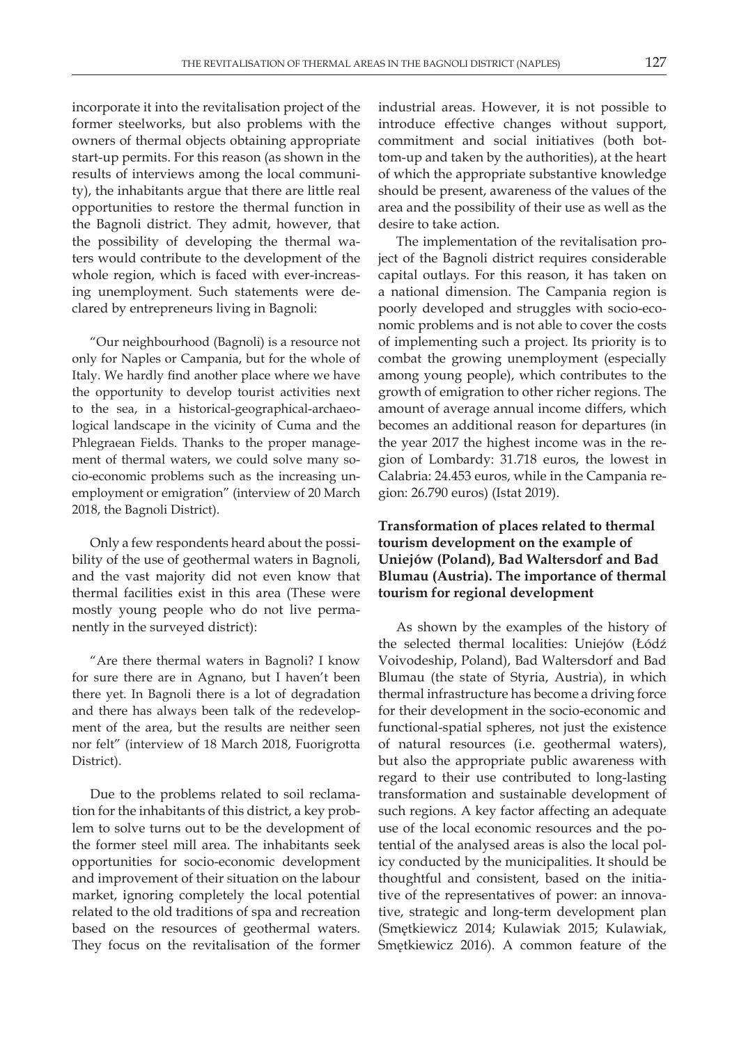incorporate it into the revitalisation project of the former steelworks, but also problems with the owners of thermal objects obtaining appropriate start-up permits. For this reason (as shown in the results of interviews among the local community), the inhabitants argue that there are little real opportunities to restore the thermal function in the Bagnoli district. They admit, however, that the possibility of developing the thermal waters would contribute to the development of the whole region, which is faced with ever-increasing unemployment. Such statements were declared by entrepreneurs living in Bagnoli:

"Our neighbourhood (Bagnoli) is a resource not only for Naples or Campania, but for the whole of Italy. We hardly find another place where we have the opportunity to develop tourist activities next to the sea, in a historical-geographical-archaeological landscape in the vicinity of Cuma and the Phlegraean Fields. Thanks to the proper management of thermal waters, we could solve many socio-economic problems such as the increasing unemployment or emigration" (interview of 20 March 2018, the Bagnoli District).

Only a few respondents heard about the possibility of the use of geothermal waters in Bagnoli, and the vast majority did not even know that thermal facilities exist in this area (These were mostly young people who do not live permanently in the surveyed district):

"Are there thermal waters in Bagnoli? I know for sure there are in Agnano, but I haven't been there yet. In Bagnoli there is a lot of degradation and there has always been talk of the redevelopment of the area, but the results are neither seen nor felt" (interview of 18 March 2018, Fuorigrotta District).

Due to the problems related to soil reclamation for the inhabitants of this district, a key problem to solve turns out to be the development of the former steel mill area. The inhabitants seek opportunities for socio-economic development and improvement of their situation on the labour market, ignoring completely the local potential related to the old traditions of spa and recreation based on the resources of geothermal waters. They focus on the revitalisation of the former industrial areas. However, it is not possible to introduce effective changes without support, commitment and social initiatives (both bottom-up and taken by the authorities), at the heart of which the appropriate substantive knowledge should be present, awareness of the values of the area and the possibility of their use as well as the desire to take action.

The implementation of the revitalisation project of the Bagnoli district requires considerable capital outlays. For this reason, it has taken on a national dimension. The Campania region is poorly developed and struggles with socio-economic problems and is not able to cover the costs of implementing such a project. Its priority is to combat the growing unemployment (especially among young people), which contributes to the growth of emigration to other richer regions. The amount of average annual income differs, which becomes an additional reason for departures (in the year 2017 the highest income was in the region of Lombardy: 31.718 euros, the lowest in Calabria: 24.453 euros, while in the Campania region: 26.790 euros) (Istat 2019).

### Transformation of places related to thermal tourism development on the example of Uniejów (Poland), Bad Waltersdorf and Bad Blumau (Austria). The importance of thermal tourism for regional development

As shown by the examples of the history of the selected thermal localities: Uniejów (Łódź Voivodeship, Poland), Bad Waltersdorf and Bad Blumau (the state of Styria, Austria), in which thermal infrastructure has become a driving force for their development in the socio-economic and functional-spatial spheres, not just the existence of natural resources (i.e. geothermal waters), but also the appropriate public awareness with regard to their use contributed to long-lasting transformation and sustainable development of such regions. A key factor affecting an adequate use of the local economic resources and the potential of the analysed areas is also the local policy conducted by the municipalities. It should be thoughtful and consistent, based on the initiative of the representatives of power: an innovative, strategic and long-term development plan (Smętkiewicz 2014; Kulawiak 2015; Kulawiak, Smętkiewicz 2016). A common feature of the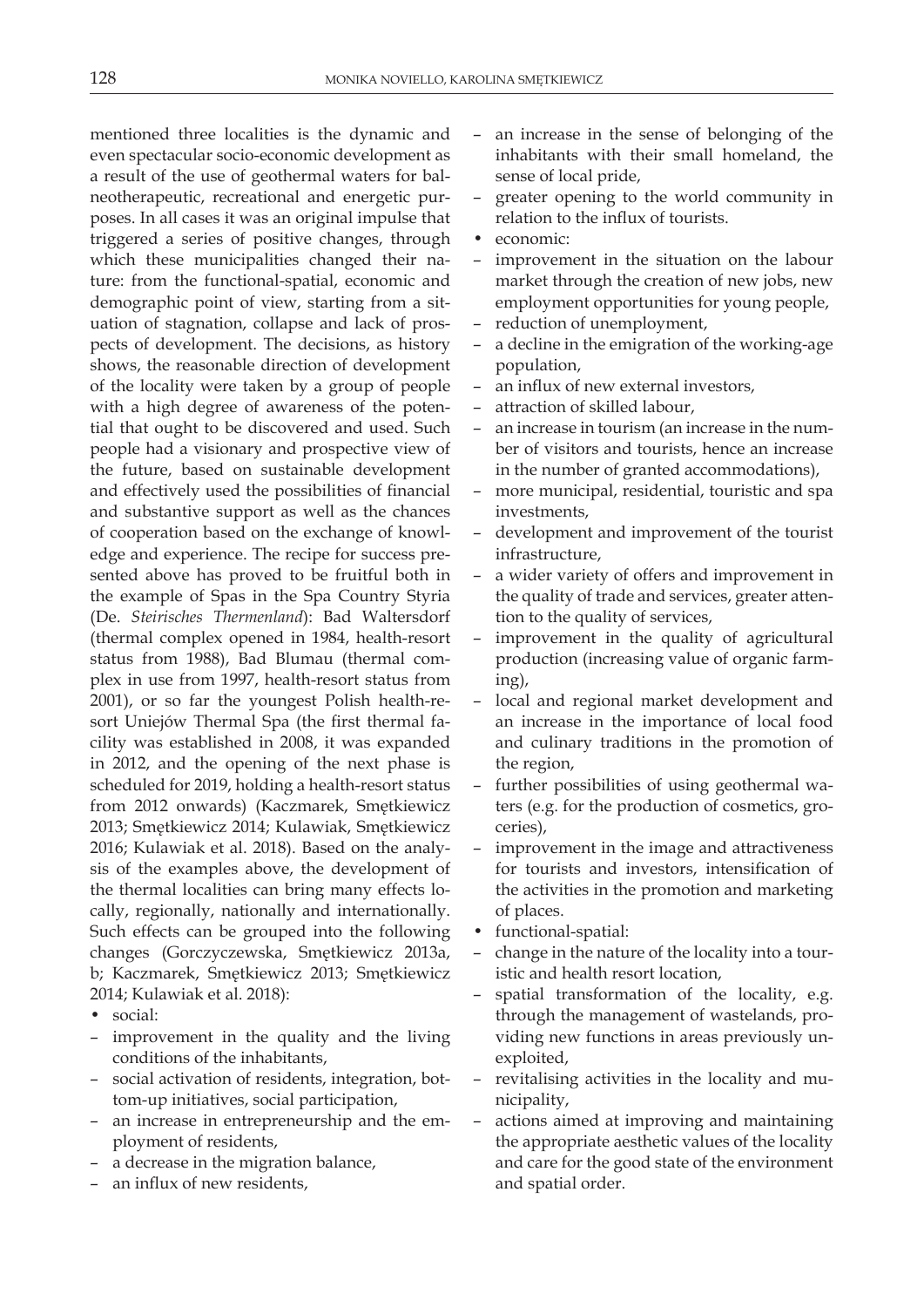mentioned three localities is the dynamic and even spectacular socio-economic development as a result of the use of geothermal waters for balneotherapeutic, recreational and energetic purposes. In all cases it was an original impulse that triggered a series of positive changes, through which these municipalities changed their nature: from the functional-spatial, economic and demographic point of view, starting from a situation of stagnation, collapse and lack of prospects of development. The decisions, as history shows, the reasonable direction of development of the locality were taken by a group of people with a high degree of awareness of the potential that ought to be discovered and used. Such people had a visionary and prospective view of the future, based on sustainable development and effectively used the possibilities of financial and substantive support as well as the chances of cooperation based on the exchange of knowledge and experience. The recipe for success presented above has proved to be fruitful both in the example of Spas in the Spa Country Styria (De. *Steirisches Thermenland*): Bad Waltersdorf (thermal complex opened in 1984, health-resort status from 1988), Bad Blumau (thermal complex in use from 1997, health-resort status from 2001), or so far the youngest Polish health-resort Uniejów Thermal Spa (the first thermal facility was established in 2008, it was expanded in 2012, and the opening of the next phase is scheduled for 2019, holding a health-resort status from 2012 onwards) (Kaczmarek, Smętkiewicz 2013; Smętkiewicz 2014; Kulawiak, Smętkiewicz 2016; Kulawiak et al. 2018). Based on the analysis of the examples above, the development of the thermal localities can bring many effects locally, regionally, nationally and internationally. Such effects can be grouped into the following changes (Gorczyczewska, Smętkiewicz 2013a, b; Kaczmarek, Smętkiewicz 2013; Smętkiewicz 2014; Kulawiak et al. 2018):

- social:
  - improvement in the quality and the living conditions of the inhabitants,
  - social activation of residents, integration, bottom-up initiatives, social participation,
  - an increase in entrepreneurship and the employment of residents,
  - a decrease in the migration balance,
  - an influx of new residents,
  - an increase in the sense of belonging of the inhabitants with their small homeland, the sense of local pride,
  - greater opening to the world community in relation to the influx of tourists.
- economic:
  - improvement in the situation on the labour market through the creation of new jobs, new employment opportunities for young people,
  - reduction of unemployment,
  - a decline in the emigration of the working-age population,
  - an influx of new external investors,
  - attraction of skilled labour,
  - an increase in tourism (an increase in the number of visitors and tourists, hence an increase in the number of granted accommodations),
  - more municipal, residential, touristic and spa investments,
  - development and improvement of the tourist infrastructure,
  - a wider variety of offers and improvement in the quality of trade and services, greater attention to the quality of services,
  - improvement in the quality of agricultural production (increasing value of organic farming),
  - local and regional market development and an increase in the importance of local food and culinary traditions in the promotion of the region,
  - further possibilities of using geothermal waters (e.g. for the production of cosmetics, groceries),
  - improvement in the image and attractiveness for tourists and investors, intensification of the activities in the promotion and marketing of places.
- functional-spatial:
  - change in the nature of the locality into a touristic and health resort location,
  - spatial transformation of the locality, e.g. through the management of wastelands, providing new functions in areas previously unexploited,
  - revitalising activities in the locality and municipality,
  - actions aimed at improving and maintaining the appropriate aesthetic values of the locality and care for the good state of the environment and spatial order.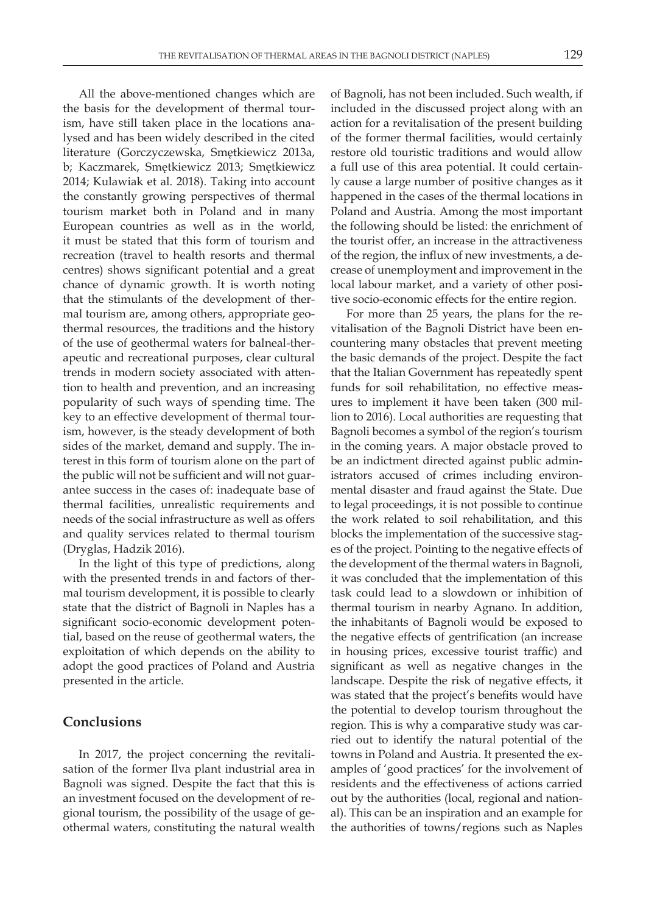All the above-mentioned changes which are the basis for the development of thermal tourism, have still taken place in the locations analysed and has been widely described in the cited literature (Gorczyczewska, Smętkiewicz 2013a, b; Kaczmarek, Smętkiewicz 2013; Smętkiewicz 2014; Kulawiak et al. 2018). Taking into account the constantly growing perspectives of thermal tourism market both in Poland and in many European countries as well as in the world, it must be stated that this form of tourism and recreation (travel to health resorts and thermal centres) shows significant potential and a great chance of dynamic growth. It is worth noting that the stimulants of the development of thermal tourism are, among others, appropriate geothermal resources, the traditions and the history of the use of geothermal waters for balneal-therapeutic and recreational purposes, clear cultural trends in modern society associated with attention to health and prevention, and an increasing popularity of such ways of spending time. The key to an effective development of thermal tourism, however, is the steady development of both sides of the market, demand and supply. The interest in this form of tourism alone on the part of the public will not be sufficient and will not guarantee success in the cases of: inadequate base of thermal facilities, unrealistic requirements and needs of the social infrastructure as well as offers and quality services related to thermal tourism (Dryglas, Hadzik 2016).

In the light of this type of predictions, along with the presented trends in and factors of thermal tourism development, it is possible to clearly state that the district of Bagnoli in Naples has a significant socio-economic development potential, based on the reuse of geothermal waters, the exploitation of which depends on the ability to adopt the good practices of Poland and Austria presented in the article.

## Conclusions

In 2017, the project concerning the revitalisation of the former Ilva plant industrial area in Bagnoli was signed. Despite the fact that this is an investment focused on the development of regional tourism, the possibility of the usage of geothermal waters, constituting the natural wealth of Bagnoli, has not been included. Such wealth, if included in the discussed project along with an action for a revitalisation of the present building of the former thermal facilities, would certainly restore old touristic traditions and would allow a full use of this area potential. It could certainly cause a large number of positive changes as it happened in the cases of the thermal locations in Poland and Austria. Among the most important the following should be listed: the enrichment of the tourist offer, an increase in the attractiveness of the region, the influx of new investments, a decrease of unemployment and improvement in the local labour market, and a variety of other positive socio-economic effects for the entire region.

For more than 25 years, the plans for the revitalisation of the Bagnoli District have been encountering many obstacles that prevent meeting the basic demands of the project. Despite the fact that the Italian Government has repeatedly spent funds for soil rehabilitation, no effective measures to implement it have been taken (300 million to 2016). Local authorities are requesting that Bagnoli becomes a symbol of the region's tourism in the coming years. A major obstacle proved to be an indictment directed against public administrators accused of crimes including environmental disaster and fraud against the State. Due to legal proceedings, it is not possible to continue the work related to soil rehabilitation, and this blocks the implementation of the successive stages of the project. Pointing to the negative effects of the development of the thermal waters in Bagnoli, it was concluded that the implementation of this task could lead to a slowdown or inhibition of thermal tourism in nearby Agnano. In addition, the inhabitants of Bagnoli would be exposed to the negative effects of gentrification (an increase in housing prices, excessive tourist traffic) and significant as well as negative changes in the landscape. Despite the risk of negative effects, it was stated that the project's benefits would have the potential to develop tourism throughout the region. This is why a comparative study was carried out to identify the natural potential of the towns in Poland and Austria. It presented the examples of 'good practices' for the involvement of residents and the effectiveness of actions carried out by the authorities (local, regional and national). This can be an inspiration and an example for the authorities of towns/regions such as Naples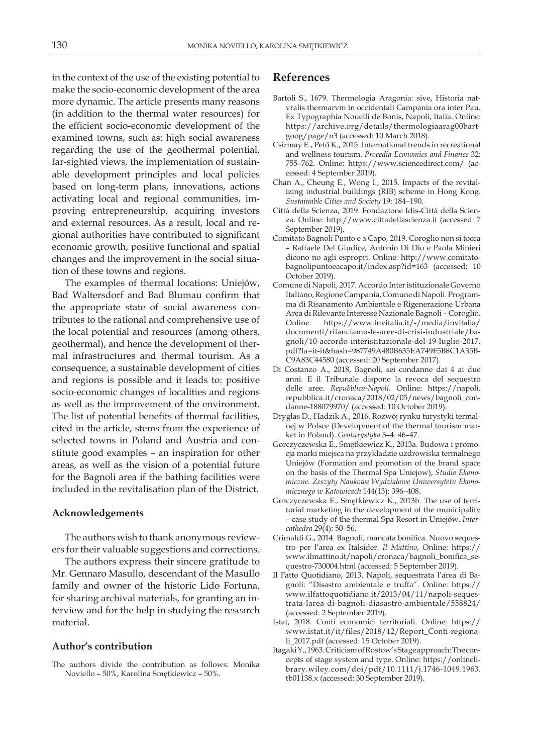in the context of the use of the existing potential to make the socio-economic development of the area more dynamic. The article presents many reasons (in addition to the thermal water resources) for the efficient socio-economic development of the examined towns, such as: high social awareness regarding the use of the geothermal potential, far-sighted views, the implementation of sustainable development principles and local policies based on long-term plans, innovations, actions activating local and regional communities, improving entrepreneurship, acquiring investors and external resources. As a result, local and regional authorities have contributed to significant economic growth, positive functional and spatial changes and the improvement in the social situation of these towns and regions.

The examples of thermal locations: Uniejów, Bad Waltersdorf and Bad Blumau confirm that the appropriate state of social awareness contributes to the rational and comprehensive use of the local potential and resources (among others, geothermal), and hence the development of thermal infrastructures and thermal tourism. As a consequence, a sustainable development of cities and regions is possible and it leads to: positive socio-economic changes of localities and regions as well as the improvement of the environment. The list of potential benefits of thermal facilities, cited in the article, stems from the experience of selected towns in Poland and Austria and constitute good examples – an inspiration for other areas, as well as the vision of a potential future for the Bagnoli area if the bathing facilities were included in the revitalisation plan of the District.

### Acknowledgements

The authors wish to thank anonymous reviewers for their valuable suggestions and corrections.

The authors express their sincere gratitude to Mr. Gennaro Masullo, descendant of the Masullo family and owner of the historic Lido Fortuna, for sharing archival materials, for granting an interview and for the help in studying the research material.

### Author's contribution

The authors divide the contribution as follows: Monika Noviello – 50%, Karolina Smętkiewicz – 50%.

## References

Bartoli S., 1679. Thermologia Aragonia: sive, Historia natvralis thermarvm in occidentali Campania ora inter Pau. Ex Typographia Nouelli de Bonis, Napoli, Italia. Online: https://archive.org/details/thermologiaarag00bartgoog/page/n3 (accessed: 10 March 2018).

Csirmay E., Pető K., 2015. International trends in recreational and wellness tourism. *Procedia Economics and Finance* 32: 755–762. Online: https://www.sciencedirect.com/ (accessed: 4 September 2019).

Chan A., Cheung E., Wong I., 2015. Impacts of the revitalizing industrial buildings (RIB) scheme in Hong Kong. *Sustainable Cities and Society* 19: 184–190.

Città della Scienza, 2019. Fondazione Idis-Città della Scienza. Online: http://www.cittadellascienza.it (accessed: 7 September 2019).

Comitato Bagnoli Punto e a Capo, 2019. Coroglio non si tocca – Raffaele Del Giudice, Antonio Di Dio e Paola Minieri dicono no agli espropri. Online: http://www.comitatobagnolipuntoeacapo.it/index.asp?id=163 (accessed: 10 October 2019).

Comune di Napoli, 2017. Accordo Inter istituzionale Governo Italiano, Regione Campania, Comune di Napoli. Programma di Risanamento Ambientale e Rigenerazione Urbana Area di Rilevante Interesse Nazionale Bagnoli – Coroglio. Online: https://www.invitalia.it/-/media/invitalia/documenti/rilanciamo-le-aree-di-crisi-industriale/bagnoli/10-accordo-interistituzionale-del-19-luglio-2017.pdf?la=it-it&hash=987749A480B635EA749F5B8C1A35BC9A83C44580 (accessed: 20 September 2017).

Di Costanzo A., 2018, Bagnoli, sei condanne dai 4 ai due anni. E il Tribunale dispone la revoca del sequestro delle aree. *Repubblica-Napoli*. Online: https://napoli.repubblica.it/cronaca/2018/02/05/news/bagnoli_condanne-188079970/ (accessed: 10 October 2019).

Dryglas D., Hadzik A., 2016. Rozwój rynku turystyki termalnej w Polsce (Development of the thermal tourism market in Poland). *Geoturystyka* 3–4: 46–47.

Gorczyczewska E., Smętkiewicz K., 2013a. Budowa i promocja marki miejsca na przykładzie uzdrowiska termalnego Uniejów (Formation and promotion of the brand space on the basis of the Thermal Spa Uniejow), *Studia Ekonomiczne. Zeszyty Naukowe Wydziałowe Uniwersytetu Ekonomicznego w Katowicach* 144(13): 396–408.

Gorczyczewska E., Smętkiewicz K., 2013b. The use of territorial marketing in the development of the municipality – case study of the thermal Spa Resort in Uniejów. *Intercathedra* 29(4): 50–56.

Crimaldi G., 2014. Bagnoli, mancata bonifica. Nuovo sequestro per l'area ex Italsider. *Il Mattino*, Online: https://www.ilmattino.it/napoli/cronaca/bagnoli_bonifica_sequestro-730004.html (accessed: 5 September 2019).

Il Fatto Quotidiano, 2013. Napoli, sequestrata l'area di Bagnoli: "Disastro ambientale e truffa". Online: https://www.ilfattoquotidiano.it/2013/04/11/napoli-sequestrata-larea-di-bagnoli-diasastro-ambientale/558824/ (accessed: 2 September 2019).

Istat, 2018. Conti economici territoriali. Online: https://www.istat.it/it/files/2018/12/Report_Conti-regionali_2017.pdf (accessed: 15 October 2019).

Itagaki Y., 1963. Criticism of Rostow's Stage approach: The concepts of stage system and type. Online: https://onlinelibrary.wiley.com/doi/pdf/10.1111/j.1746-1049.1963.tb01138.x (accessed: 30 September 2019).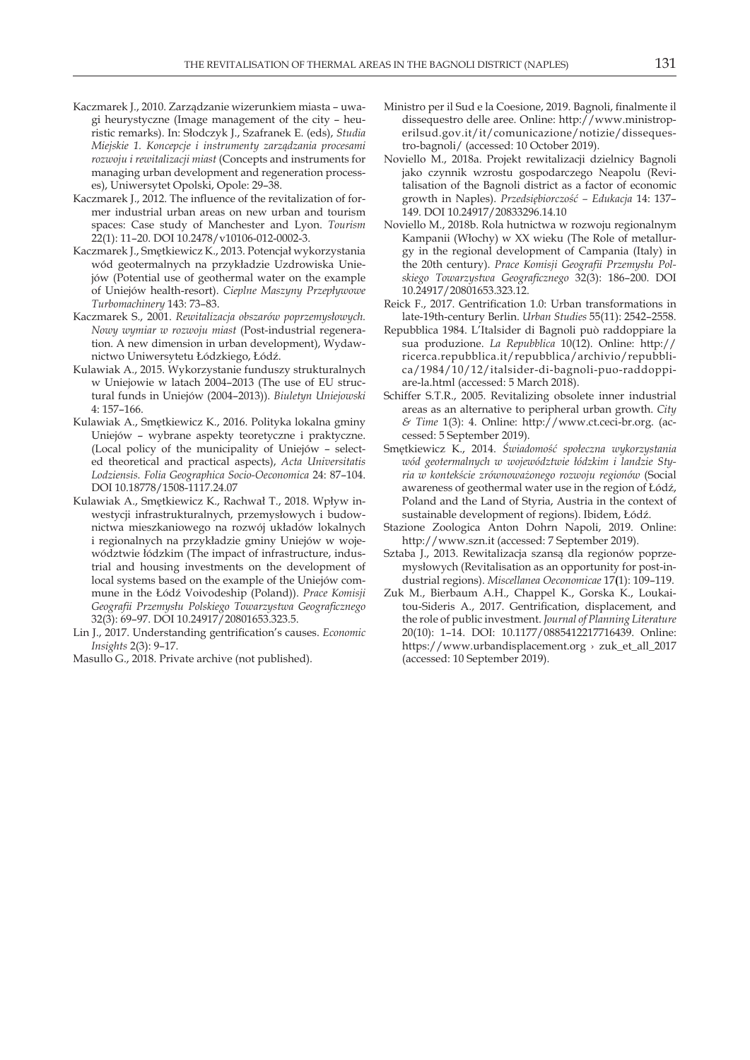Kaczmarek J., 2010. Zarządzanie wizerunkiem miasta – uwagi heurystyczne (Image management of the city – heuristic remarks). In: Słodczyk J., Szafranek E. (eds), *Studia Miejskie 1. Koncepcje i instrumenty zarządzania procesami rozwoju i rewitalizacji miast* (Concepts and instruments for managing urban development and regeneration processes), Uniwersytet Opolski, Opole: 29–38.

Kaczmarek J., 2012. The influence of the revitalization of former industrial urban areas on new urban and tourism spaces: Case study of Manchester and Lyon. *Tourism* 22(1): 11–20. DOI 10.2478/v10106-012-0002-3.

Kaczmarek J., Smętkiewicz K., 2013. Potencjał wykorzystania wód geotermalnych na przykładzie Uzdrowiska Uniejów (Potential use of geothermal water on the example of Uniejów health-resort). *Cieplne Maszyny Przepływowe Turbomachinery* 143: 73–83.

Kaczmarek S., 2001. *Rewitalizacja obszarów poprzemysłowych. Nowy wymiar w rozwoju miast* (Post-industrial regeneration. A new dimension in urban development), Wydawnictwo Uniwersytetu Łódzkiego, Łódź.

Kulawiak A., 2015. Wykorzystanie funduszy strukturalnych w Uniejowie w latach 2004–2013 (The use of EU structural funds in Uniejów (2004–2013)). *Biuletyn Uniejowski* 4: 157–166.

Kulawiak A., Smętkiewicz K., 2016. Polityka lokalna gminy Uniejów – wybrane aspekty teoretyczne i praktyczne. (Local policy of the municipality of Uniejów – selected theoretical and practical aspects), *Acta Universitatis Lodziensis. Folia Geographica Socio-Oeconomica* 24: 87–104. DOI 10.18778/1508-1117.24.07

Kulawiak A., Smętkiewicz K., Rachwał T., 2018. Wpływ inwestycji infrastrukturalnych, przemysłowych i budownictwa mieszkaniowego na rozwój układów lokalnych i regionalnych na przykładzie gminy Uniejów w województwie łódzkim (The impact of infrastructure, industrial and housing investments on the development of local systems based on the example of the Uniejów commune in the Łódź Voivodeship (Poland)). *Prace Komisji Geografii Przemysłu Polskiego Towarzystwa Geograficznego* 32(3): 69–97. DOI 10.24917/20801653.323.5.

Lin J., 2017. Understanding gentrification's causes. *Economic Insights* 2(3): 9–17.

Masullo G., 2018. Private archive (not published).

Ministro per il Sud e la Coesione, 2019. Bagnoli, finalmente il dissequestro delle aree. Online: http://www.ministroperilsud.gov.it/it/comunicazione/notizie/dissequestro-bagnoli/ (accessed: 10 October 2019).

Noviello M., 2018a. Projekt rewitalizacji dzielnicy Bagnoli jako czynnik wzrostu gospodarczego Neapolu (Revitalisation of the Bagnoli district as a factor of economic growth in Naples). *Przedsiębiorczość – Edukacja* 14: 137–149. DOI 10.24917/20833296.14.10

Noviello M., 2018b. Rola hutnictwa w rozwoju regionalnym Kampanii (Włochy) w XX wieku (The Role of metallurgy in the regional development of Campania (Italy) in the 20th century). *Prace Komisji Geografii Przemysłu Polskiego Towarzystwa Geograficznego* 32(3): 186–200. DOI 10.24917/20801653.323.12.

Reick F., 2017. Gentrification 1.0: Urban transformations in late-19th-century Berlin. *Urban Studies* 55(11): 2542–2558.

Repubblica 1984. L'Italsider di Bagnoli può raddoppiare la sua produzione. *La Repubblica* 10(12). Online: http://ricerca.repubblica.it/repubblica/archivio/repubblica/1984/10/12/italsider-di-bagnoli-puo-raddoppiare-la.html (accessed: 5 March 2018).

Schiffer S.T.R., 2005. Revitalizing obsolete inner industrial areas as an alternative to peripheral urban growth. *City & Time* 1(3): 4. Online: http://www.ct.ceci-br.org. (accessed: 5 September 2019).

Smętkiewicz K., 2014. *Świadomość społeczna wykorzystania wód geotermalnych w województwie łódzkim i landzie Styria w kontekście zrównoważonego rozwoju regionów* (Social awareness of geothermal water use in the region of Łódź, Poland and the Land of Styria, Austria in the context of sustainable development of regions). Ibidem, Łódź.

Stazione Zoologica Anton Dohrn Napoli, 2019. Online: http://www.szn.it (accessed: 7 September 2019).

Sztaba J., 2013. Rewitalizacja szansą dla regionów poprzemysłowych (Revitalisation as an opportunity for post-industrial regions). *Miscellanea Oeconomicae* 17(1): 109–119.

Zuk M., Bierbaum A.H., Chappel K., Gorska K., Loukaitou-Sideris A., 2017. Gentrification, displacement, and the role of public investment. *Journal of Planning Literature* 20(10): 1–14. DOI: 10.1177/0885412217716439. Online: https://www.urbandisplacement.org › zuk_et_all_2017 (accessed: 10 September 2019).